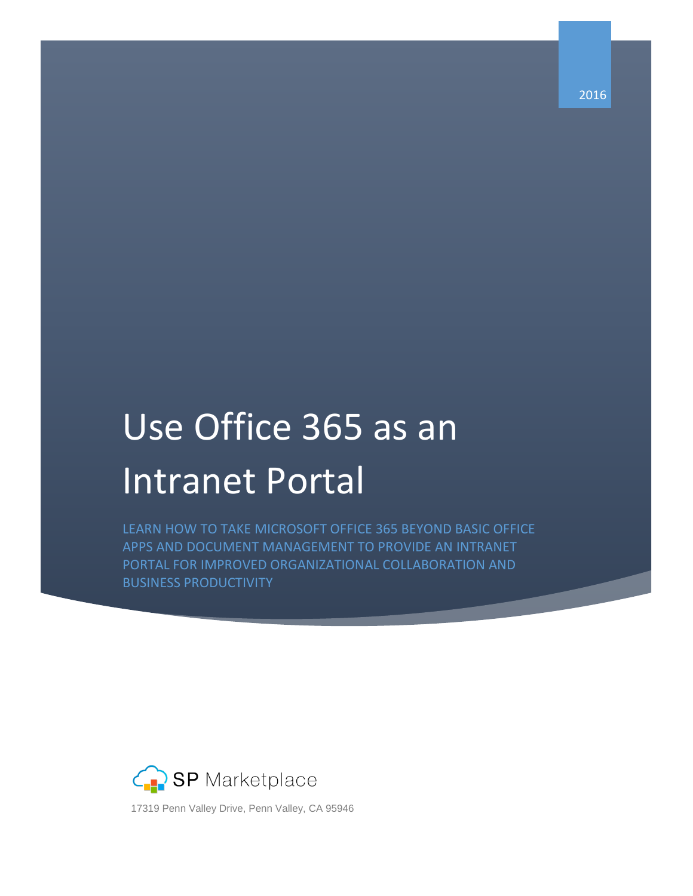2016

# Use Office 365 as an Intranet Portal

LEARN HOW TO TAKE MICROSOFT OFFICE 365 BEYOND BASIC OFFICE APPS AND DOCUMENT MANAGEMENT TO PROVIDE AN INTRANET PORTAL FOR IMPROVED ORGANIZATIONAL COLLABORATION AND BUSINESS PRODUCTIVITY

SP Marketplace

17319 Penn Valley Drive, Penn Valley, CA 95946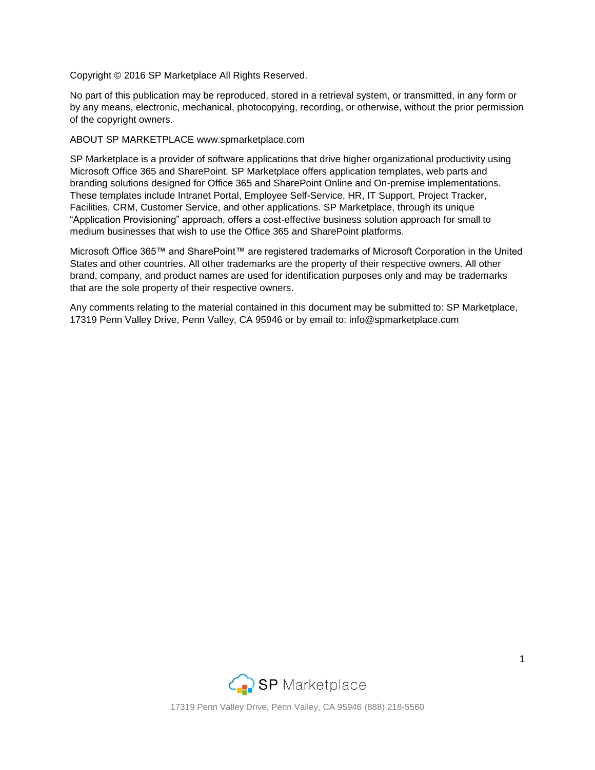Copyright © 2016 SP Marketplace All Rights Reserved.

No part of this publication may be reproduced, stored in a retrieval system, or transmitted, in any form or by any means, electronic, mechanical, photocopying, recording, or otherwise, without the prior permission of the copyright owners.

ABOUT SP MARKETPLACE www.spmarketplace.com

SP Marketplace is a provider of software applications that drive higher organizational productivity using Microsoft Office 365 and SharePoint. SP Marketplace offers application templates, web parts and branding solutions designed for Office 365 and SharePoint Online and On-premise implementations. These templates include Intranet Portal, Employee Self-Service, HR, IT Support, Project Tracker, Facilities, CRM, Customer Service, and other applications. SP Marketplace, through its unique "Application Provisioning" approach, offers a cost-effective business solution approach for small to medium businesses that wish to use the Office 365 and SharePoint platforms.

Microsoft Office 365™ and SharePoint™ are registered trademarks of Microsoft Corporation in the United States and other countries. All other trademarks are the property of their respective owners. All other brand, company, and product names are used for identification purposes only and may be trademarks that are the sole property of their respective owners.

Any comments relating to the material contained in this document may be submitted to: SP Marketplace, 17319 Penn Valley Drive, Penn Valley, CA 95946 or by email to: info@spmarketplace.com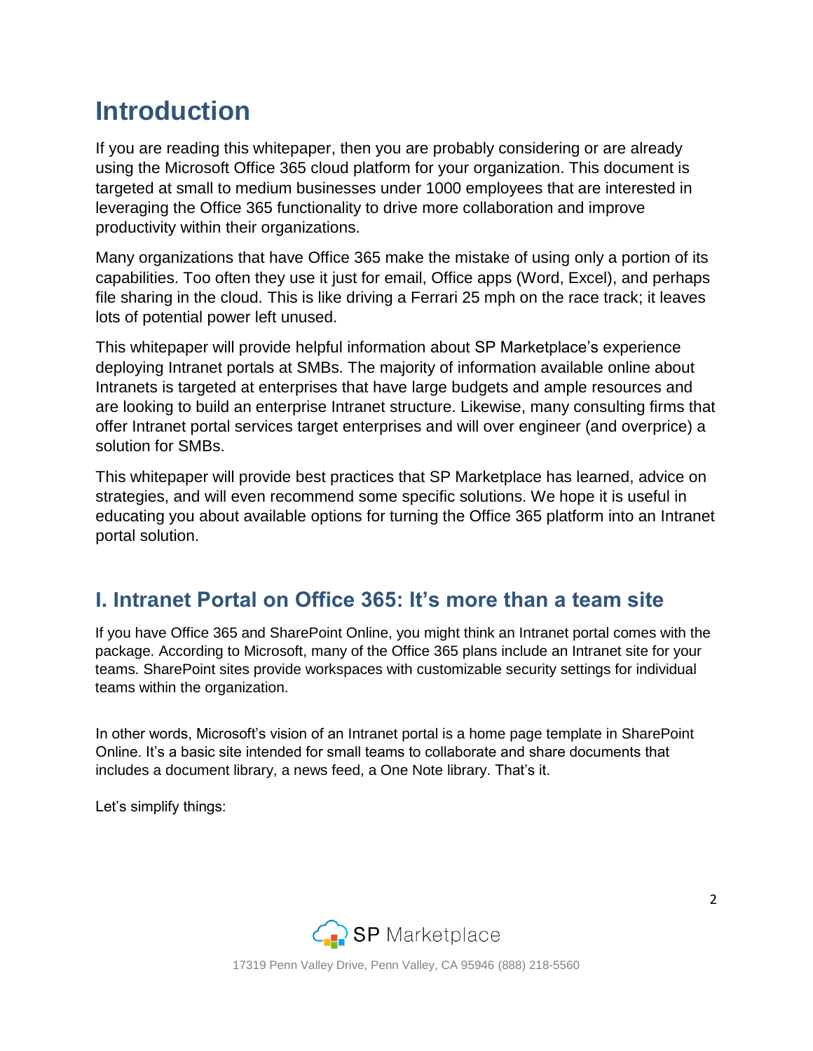# Introduction

If you are reading this whitepaper, then you are probably considering or are already using the Microsoft Office 365 cloud platform for your organization. This document is targeted at small to medium businesses under 1000 employees that are interested in leveraging the Office 365 functionality to drive more collaboration and improve productivity within their organizations.

Many organizations that have Office 365 make the mistake of using only a portion of its capabilities. Too often they use it just for email, Office apps (Word, Excel), and perhaps file sharing in the cloud. This is like driving a Ferrari 25 mph on the race track; it leaves lots of potential power left unused.

This whitepaper will provide helpful information about SP Marketplace's experience deploying Intranet portals at SMBs. The majority of information available online about Intranets is targeted at enterprises that have large budgets and ample resources and are looking to build an enterprise Intranet structure. Likewise, many consulting firms that offer Intranet portal services target enterprises and will over engineer (and overprice) a solution for SMBs.

This whitepaper will provide best practices that SP Marketplace has learned, advice on strategies, and will even recommend some specific solutions. We hope it is useful in educating you about available options for turning the Office 365 platform into an Intranet portal solution.

## I. Intranet Portal on Office 365: It's more than a team site

If you have Office 365 and SharePoint Online, you might think an Intranet portal comes with the package. According to Microsoft, many of the Office 365 plans include an Intranet site for your teams. SharePoint sites provide workspaces with customizable security settings for individual teams within the organization.

In other words, Microsoft's vision of an Intranet portal is a home page template in SharePoint Online. It's a basic site intended for small teams to collaborate and share documents that includes a document library, a news feed, a One Note library. That's it.

Let's simplify things: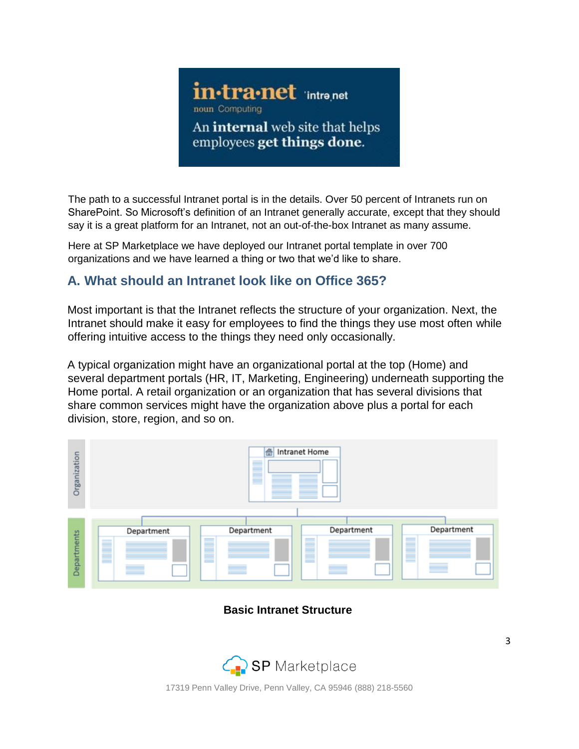**in·tra·net** 'intrə,net
noun Computing
An **internal** web site that helps employees **get things done**.

The path to a successful Intranet portal is in the details. Over 50 percent of Intranets run on SharePoint. So Microsoft's definition of an Intranet generally accurate, except that they should say it is a great platform for an Intranet, not an out-of-the-box Intranet as many assume.

Here at SP Marketplace we have deployed our Intranet portal template in over 700 organizations and we have learned a thing or two that we'd like to share.

## A. What should an Intranet look like on Office 365?

Most important is that the Intranet reflects the structure of your organization. Next, the Intranet should make it easy for employees to find the things they use most often while offering intuitive access to the things they need only occasionally.

A typical organization might have an organizational portal at the top (Home) and several department portals (HR, IT, Marketing, Engineering) underneath supporting the Home portal. A retail organization or an organization that has several divisions that share common services might have the organization above plus a portal for each division, store, region, and so on.

**Basic Intranet Structure**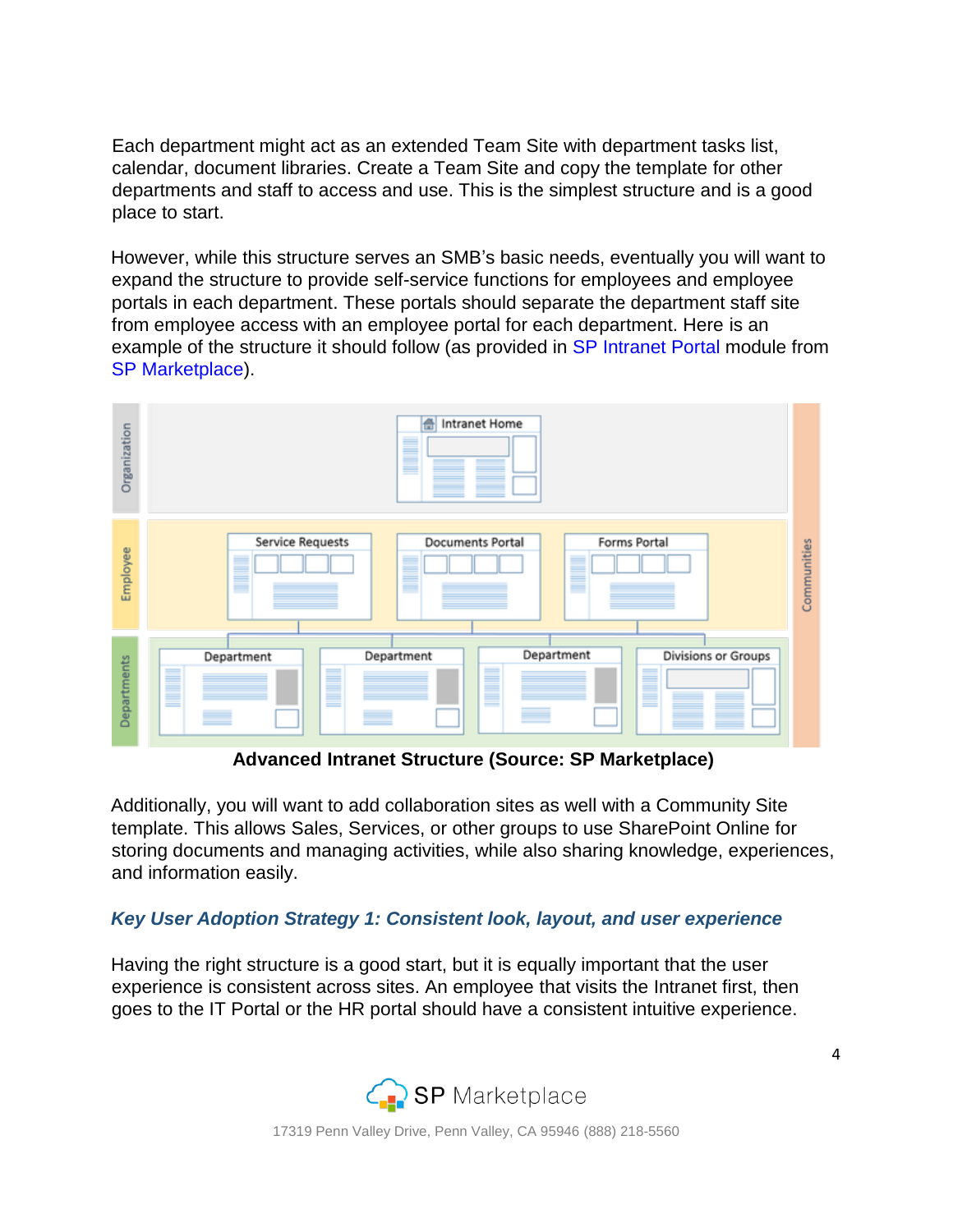Each department might act as an extended Team Site with department tasks list, calendar, document libraries. Create a Team Site and copy the template for other departments and staff to access and use. This is the simplest structure and is a good place to start.

However, while this structure serves an SMB's basic needs, eventually you will want to expand the structure to provide self-service functions for employees and employee portals in each department. These portals should separate the department staff site from employee access with an employee portal for each department. Here is an example of the structure it should follow (as provided in SP Intranet Portal module from SP Marketplace).

**Advanced Intranet Structure (Source: SP Marketplace)**

Additionally, you will want to add collaboration sites as well with a Community Site template. This allows Sales, Services, or other groups to use SharePoint Online for storing documents and managing activities, while also sharing knowledge, experiences, and information easily.

### *Key User Adoption Strategy 1: Consistent look, layout, and user experience*

Having the right structure is a good start, but it is equally important that the user experience is consistent across sites. An employee that visits the Intranet first, then goes to the IT Portal or the HR portal should have a consistent intuitive experience.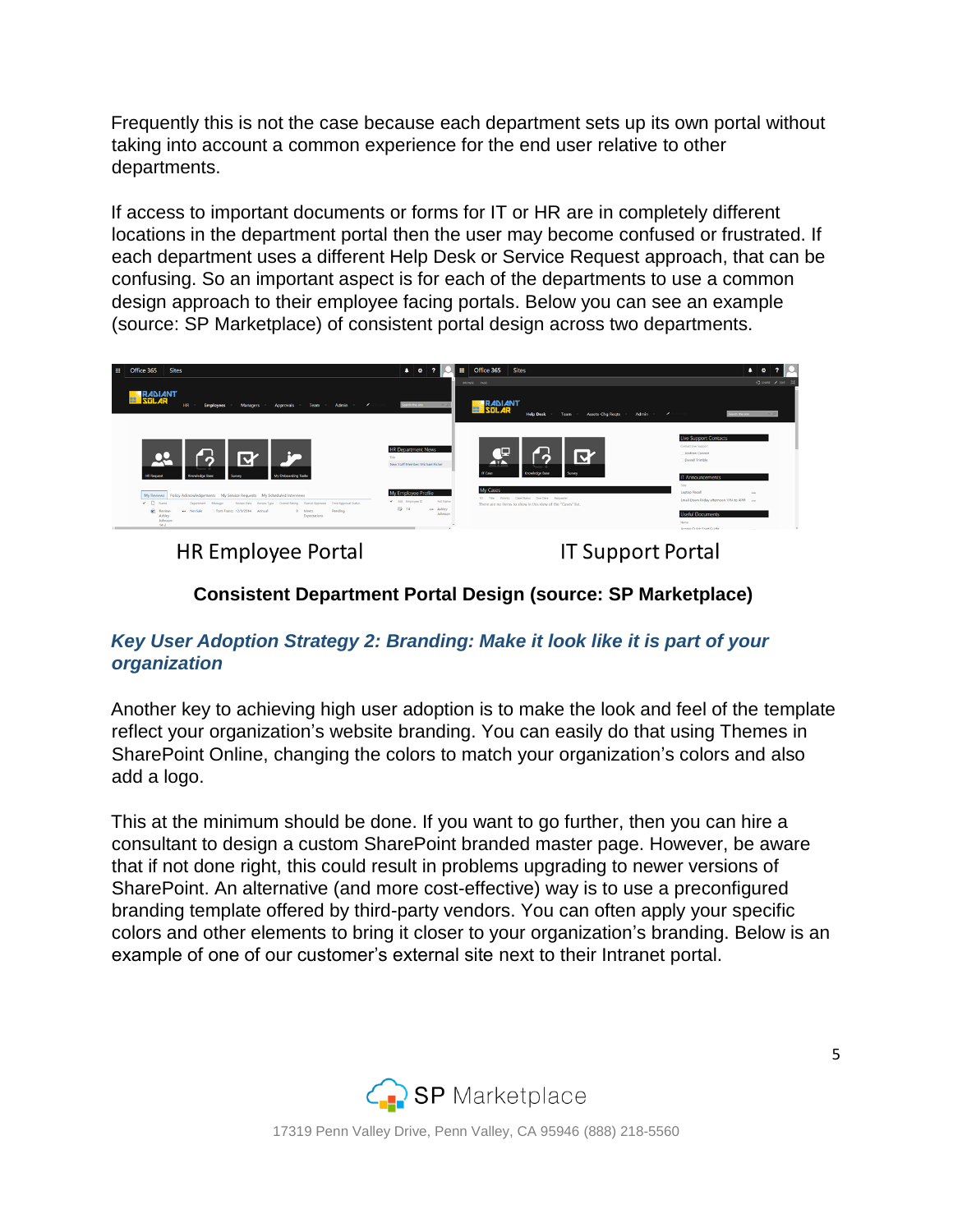Frequently this is not the case because each department sets up its own portal without taking into account a common experience for the end user relative to other departments.

If access to important documents or forms for IT or HR are in completely different locations in the department portal then the user may become confused or frustrated. If each department uses a different Help Desk or Service Request approach, that can be confusing. So an important aspect is for each of the departments to use a common design approach to their employee facing portals. Below you can see an example (source: SP Marketplace) of consistent portal design across two departments.

HR Employee Portal          IT Support Portal

**Consistent Department Portal Design (source: SP Marketplace)**

### *Key User Adoption Strategy 2: Branding: Make it look like it is part of your organization*

Another key to achieving high user adoption is to make the look and feel of the template reflect your organization's website branding. You can easily do that using Themes in SharePoint Online, changing the colors to match your organization's colors and also add a logo.

This at the minimum should be done. If you want to go further, then you can hire a consultant to design a custom SharePoint branded master page. However, be aware that if not done right, this could result in problems upgrading to newer versions of SharePoint. An alternative (and more cost-effective) way is to use a preconfigured branding template offered by third-party vendors. You can often apply your specific colors and other elements to bring it closer to your organization's branding. Below is an example of one of our customer's external site next to their Intranet portal.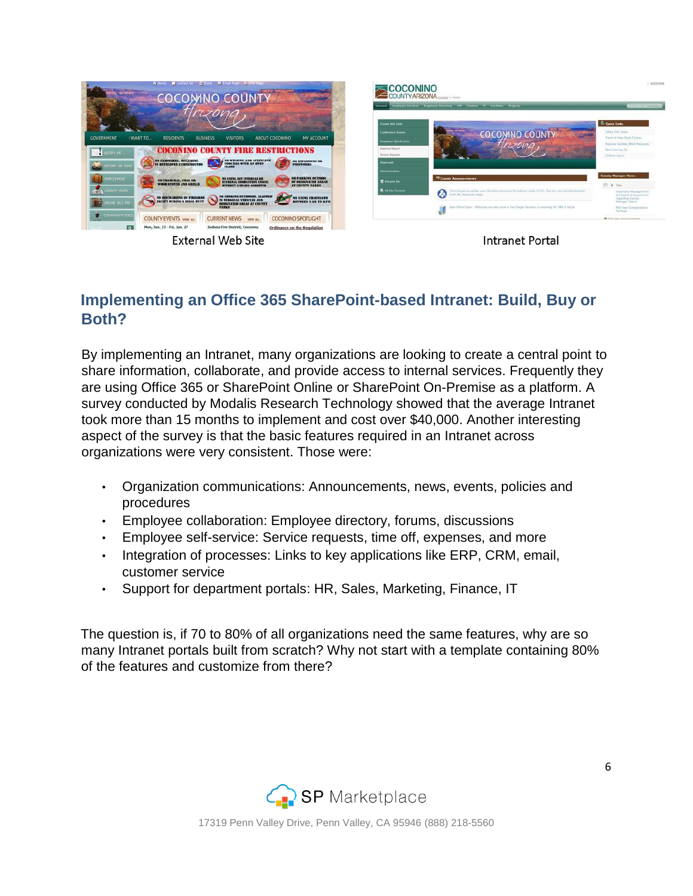External Web Site

Intranet Portal

## Implementing an Office 365 SharePoint-based Intranet: Build, Buy or Both?

By implementing an Intranet, many organizations are looking to create a central point to share information, collaborate, and provide access to internal services. Frequently they are using Office 365 or SharePoint Online or SharePoint On-Premise as a platform. A survey conducted by Modalis Research Technology showed that the average Intranet took more than 15 months to implement and cost over $40,000. Another interesting aspect of the survey is that the basic features required in an Intranet across organizations were very consistent. Those were:

- Organization communications: Announcements, news, events, policies and procedures
- Employee collaboration: Employee directory, forums, discussions
- Employee self-service: Service requests, time off, expenses, and more
- Integration of processes: Links to key applications like ERP, CRM, email, customer service
- Support for department portals: HR, Sales, Marketing, Finance, IT

The question is, if 70 to 80% of all organizations need the same features, why are so many Intranet portals built from scratch? Why not start with a template containing 80% of the features and customize from there?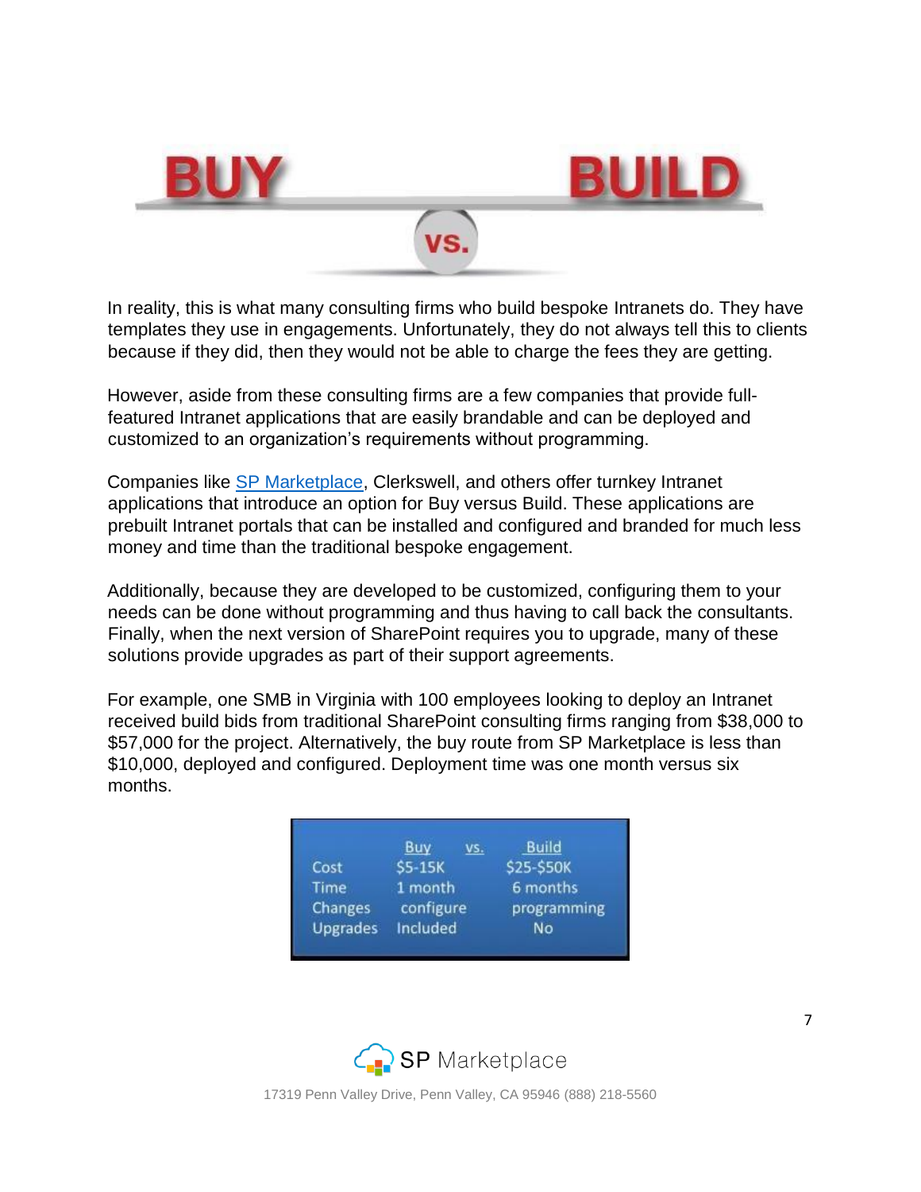BUY vs. BUILD

In reality, this is what many consulting firms who build bespoke Intranets do. They have templates they use in engagements. Unfortunately, they do not always tell this to clients because if they did, then they would not be able to charge the fees they are getting.

However, aside from these consulting firms are a few companies that provide full-featured Intranet applications that are easily brandable and can be deployed and customized to an organization's requirements without programming.

Companies like [SP Marketplace](), Clerkswell, and others offer turnkey Intranet applications that introduce an option for Buy versus Build. These applications are prebuilt Intranet portals that can be installed and configured and branded for much less money and time than the traditional bespoke engagement.

Additionally, because they are developed to be customized, configuring them to your needs can be done without programming and thus having to call back the consultants. Finally, when the next version of SharePoint requires you to upgrade, many of these solutions provide upgrades as part of their support agreements.

For example, one SMB in Virginia with 100 employees looking to deploy an Intranet received build bids from traditional SharePoint consulting firms ranging from $38,000 to $57,000 for the project. Alternatively, the buy route from SP Marketplace is less than $10,000, deployed and configured. Deployment time was one month versus six months.

| | Buy | vs. | Build |
|---|---|---|---|
| Cost | $5-15K | | $25-$50K |
| Time | 1 month | | 6 months |
| Changes | configure | | programming |
| Upgrades | Included | | No |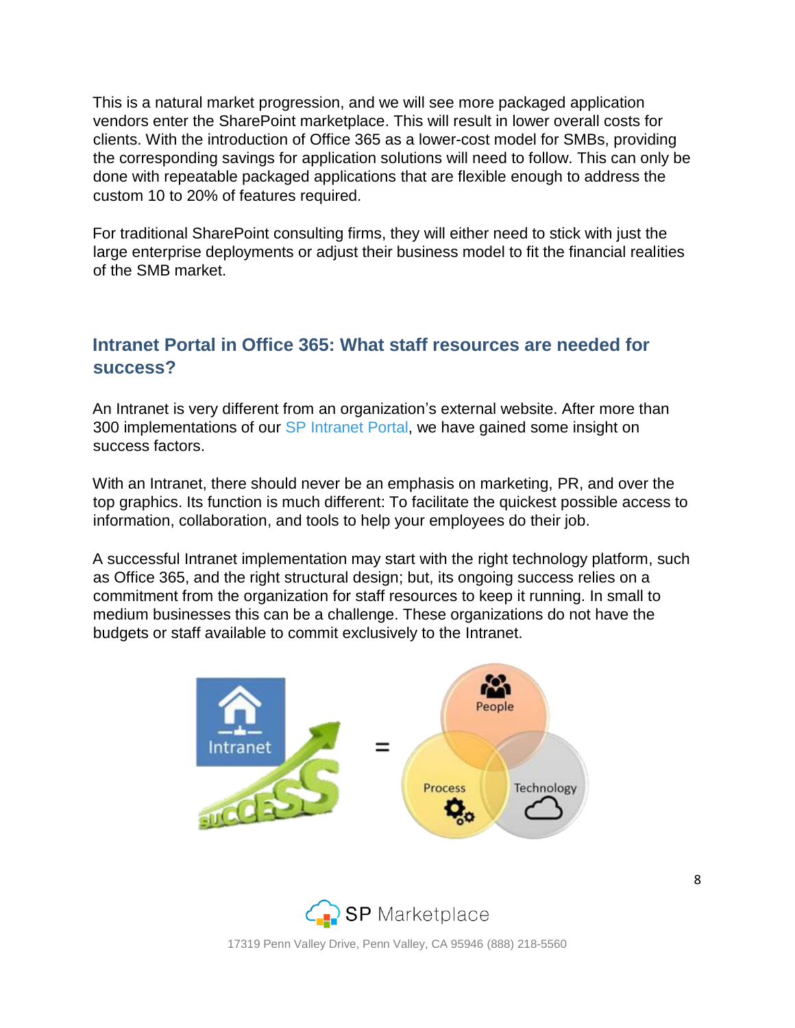This is a natural market progression, and we will see more packaged application vendors enter the SharePoint marketplace. This will result in lower overall costs for clients. With the introduction of Office 365 as a lower-cost model for SMBs, providing the corresponding savings for application solutions will need to follow. This can only be done with repeatable packaged applications that are flexible enough to address the custom 10 to 20% of features required.

For traditional SharePoint consulting firms, they will either need to stick with just the large enterprise deployments or adjust their business model to fit the financial realities of the SMB market.

## Intranet Portal in Office 365: What staff resources are needed for success?

An Intranet is very different from an organization's external website. After more than 300 implementations of our SP Intranet Portal, we have gained some insight on success factors.

With an Intranet, there should never be an emphasis on marketing, PR, and over the top graphics. Its function is much different: To facilitate the quickest possible access to information, collaboration, and tools to help your employees do their job.

A successful Intranet implementation may start with the right technology platform, such as Office 365, and the right structural design; but, its ongoing success relies on a commitment from the organization for staff resources to keep it running. In small to medium businesses this can be a challenge. These organizations do not have the budgets or staff available to commit exclusively to the Intranet.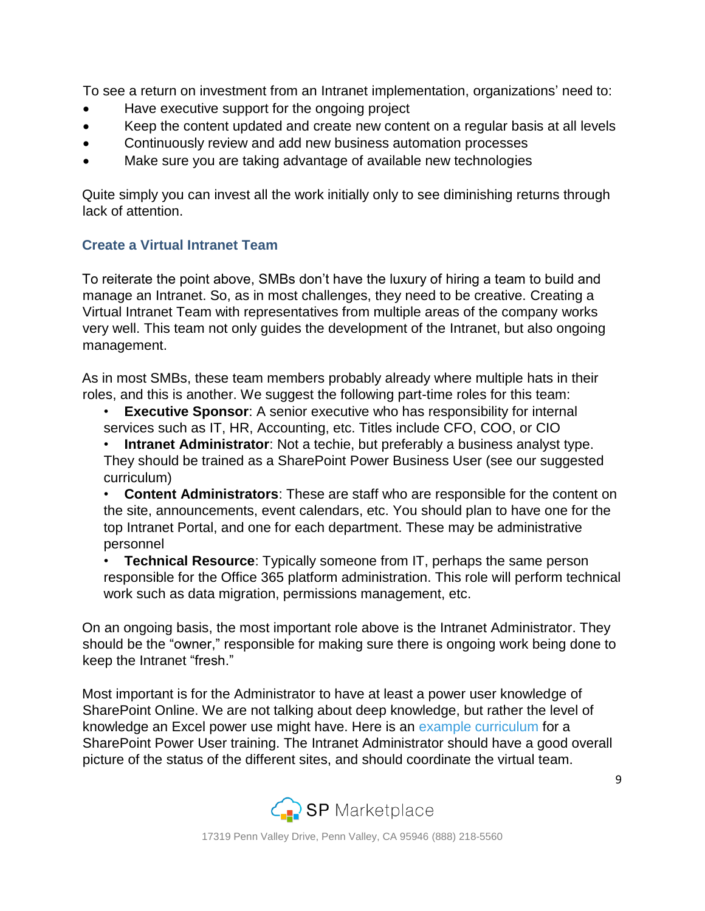To see a return on investment from an Intranet implementation, organizations' need to:

- Have executive support for the ongoing project
- Keep the content updated and create new content on a regular basis at all levels
- Continuously review and add new business automation processes
- Make sure you are taking advantage of available new technologies

Quite simply you can invest all the work initially only to see diminishing returns through lack of attention.

### Create a Virtual Intranet Team

To reiterate the point above, SMBs don't have the luxury of hiring a team to build and manage an Intranet. So, as in most challenges, they need to be creative. Creating a Virtual Intranet Team with representatives from multiple areas of the company works very well. This team not only guides the development of the Intranet, but also ongoing management.

As in most SMBs, these team members probably already where multiple hats in their roles, and this is another. We suggest the following part-time roles for this team:

- **Executive Sponsor**: A senior executive who has responsibility for internal services such as IT, HR, Accounting, etc. Titles include CFO, COO, or CIO
- **Intranet Administrator**: Not a techie, but preferably a business analyst type. They should be trained as a SharePoint Power Business User (see our suggested curriculum)
- **Content Administrators**: These are staff who are responsible for the content on the site, announcements, event calendars, etc. You should plan to have one for the top Intranet Portal, and one for each department. These may be administrative personnel
- **Technical Resource**: Typically someone from IT, perhaps the same person responsible for the Office 365 platform administration. This role will perform technical work such as data migration, permissions management, etc.

On an ongoing basis, the most important role above is the Intranet Administrator. They should be the "owner," responsible for making sure there is ongoing work being done to keep the Intranet "fresh."

Most important is for the Administrator to have at least a power user knowledge of SharePoint Online. We are not talking about deep knowledge, but rather the level of knowledge an Excel power use might have. Here is an example curriculum for a SharePoint Power User training. The Intranet Administrator should have a good overall picture of the status of the different sites, and should coordinate the virtual team.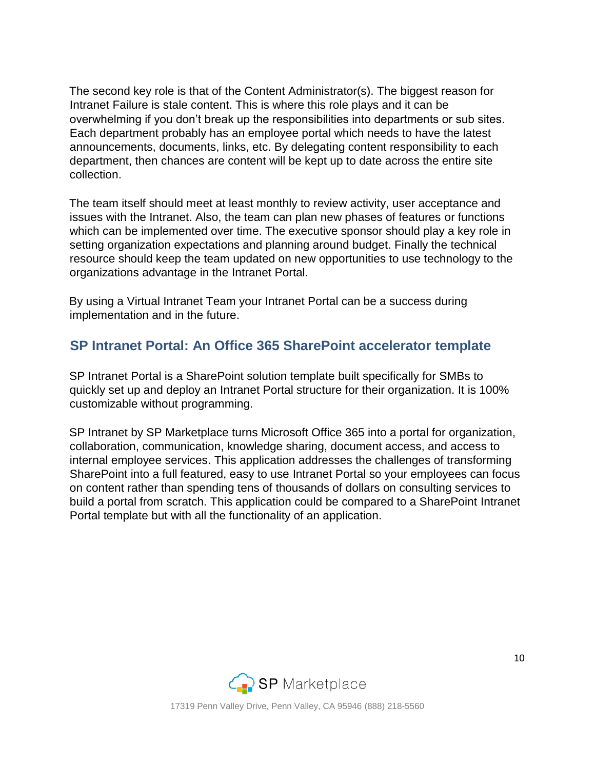The second key role is that of the Content Administrator(s). The biggest reason for Intranet Failure is stale content. This is where this role plays and it can be overwhelming if you don't break up the responsibilities into departments or sub sites. Each department probably has an employee portal which needs to have the latest announcements, documents, links, etc. By delegating content responsibility to each department, then chances are content will be kept up to date across the entire site collection.

The team itself should meet at least monthly to review activity, user acceptance and issues with the Intranet. Also, the team can plan new phases of features or functions which can be implemented over time. The executive sponsor should play a key role in setting organization expectations and planning around budget. Finally the technical resource should keep the team updated on new opportunities to use technology to the organizations advantage in the Intranet Portal.

By using a Virtual Intranet Team your Intranet Portal can be a success during implementation and in the future.

## SP Intranet Portal: An Office 365 SharePoint accelerator template

SP Intranet Portal is a SharePoint solution template built specifically for SMBs to quickly set up and deploy an Intranet Portal structure for their organization. It is 100% customizable without programming.

SP Intranet by SP Marketplace turns Microsoft Office 365 into a portal for organization, collaboration, communication, knowledge sharing, document access, and access to internal employee services. This application addresses the challenges of transforming SharePoint into a full featured, easy to use Intranet Portal so your employees can focus on content rather than spending tens of thousands of dollars on consulting services to build a portal from scratch. This application could be compared to a SharePoint Intranet Portal template but with all the functionality of an application.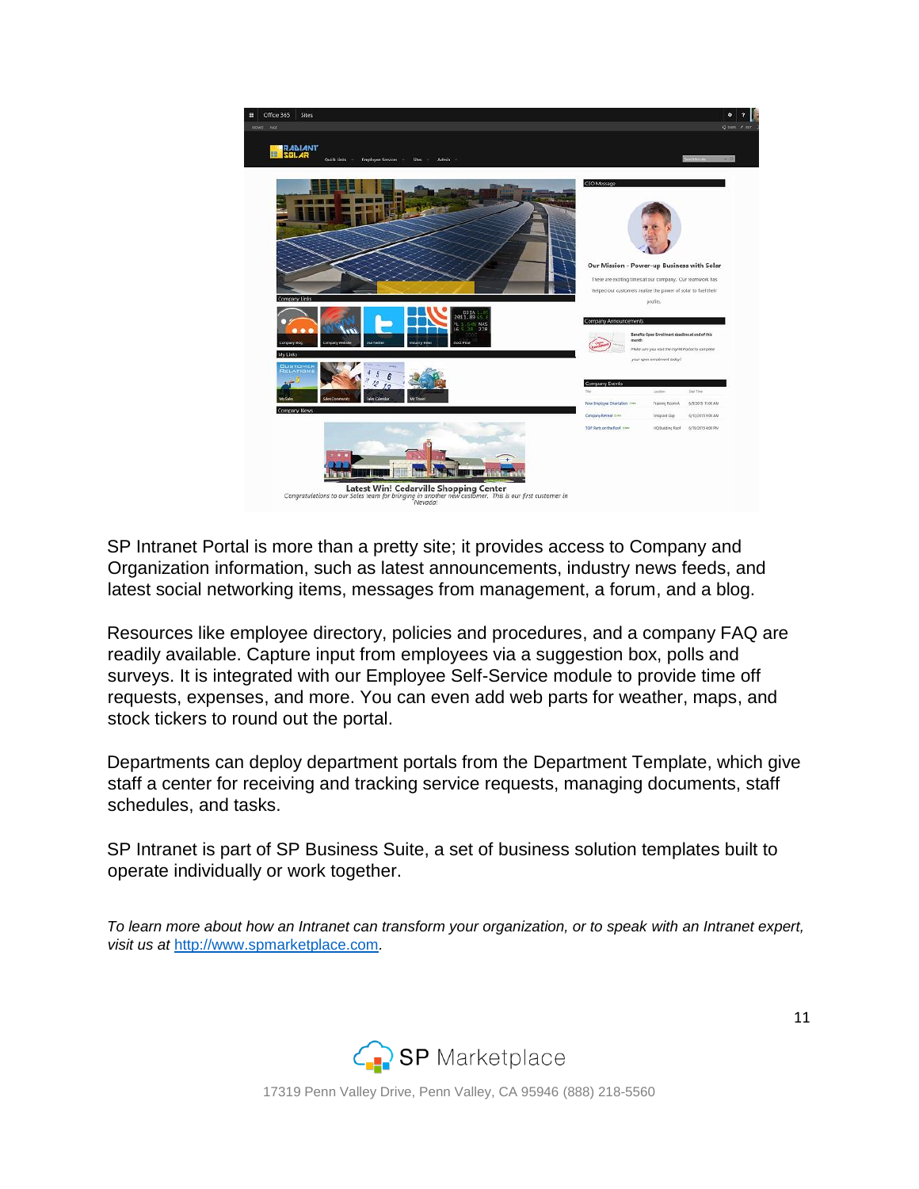SP Intranet Portal is more than a pretty site; it provides access to Company and Organization information, such as latest announcements, industry news feeds, and latest social networking items, messages from management, a forum, and a blog.

Resources like employee directory, policies and procedures, and a company FAQ are readily available. Capture input from employees via a suggestion box, polls and surveys. It is integrated with our Employee Self-Service module to provide time off requests, expenses, and more. You can even add web parts for weather, maps, and stock tickers to round out the portal.

Departments can deploy department portals from the Department Template, which give staff a center for receiving and tracking service requests, managing documents, staff schedules, and tasks.

SP Intranet is part of SP Business Suite, a set of business solution templates built to operate individually or work together.

*To learn more about how an Intranet can transform your organization, or to speak with an Intranet expert, visit us at* [http://www.spmarketplace.com](http://www.spmarketplace.com).

SP Marketplace

17319 Penn Valley Drive, Penn Valley, CA 95946 (888) 218-5560